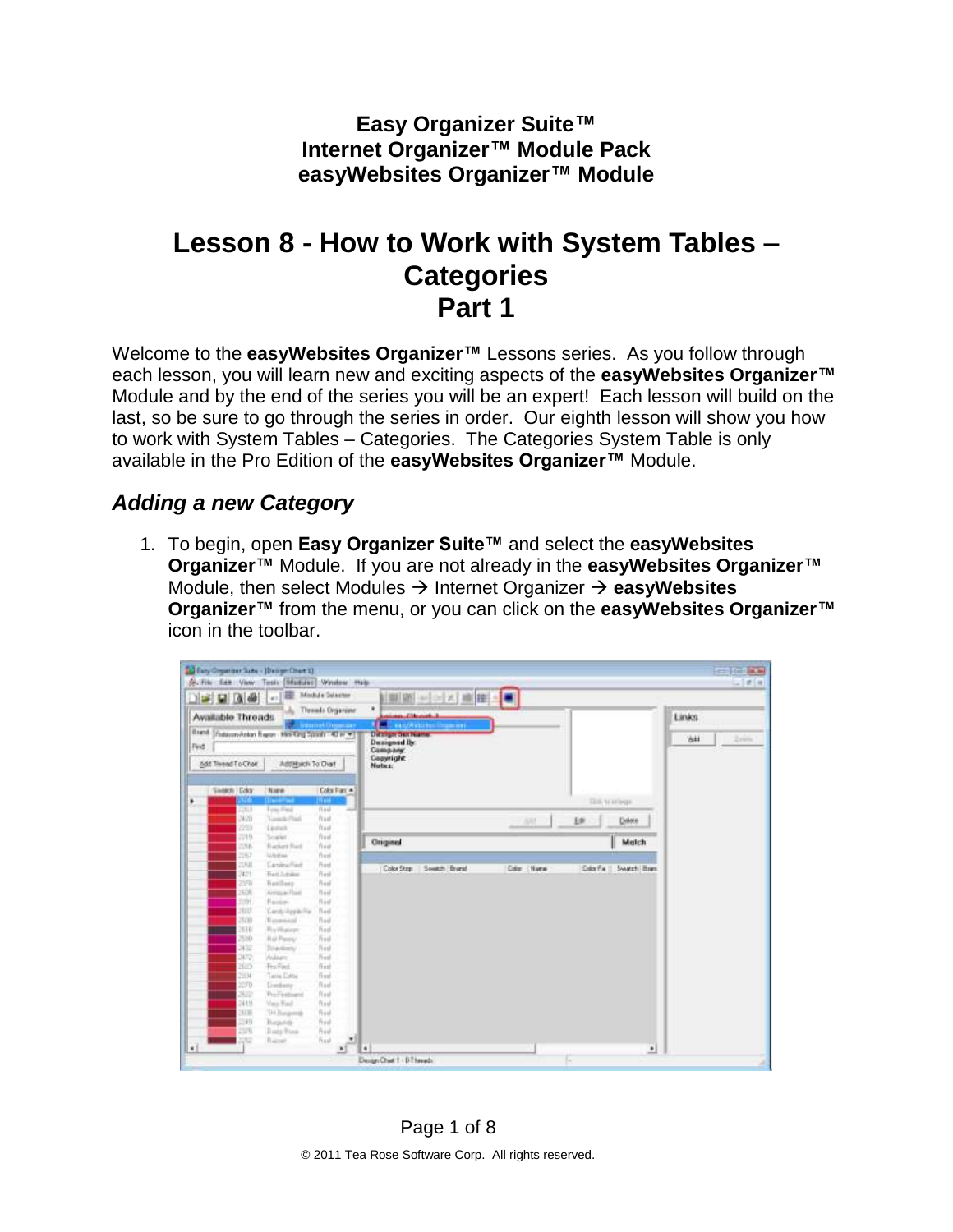**Easy Organizer Suite™**
**Internet Organizer™ Module Pack**
**easyWebsites Organizer™ Module**

# Lesson 8 - How to Work with System Tables – Categories Part 1

Welcome to the **easyWebsites Organizer™** Lessons series. As you follow through each lesson, you will learn new and exciting aspects of the **easyWebsites Organizer™** Module and by the end of the series you will be an expert! Each lesson will build on the last, so be sure to go through the series in order. Our eighth lesson will show you how to work with System Tables – Categories. The Categories System Table is only available in the Pro Edition of the **easyWebsites Organizer™** Module.

## *Adding a new Category*

1. To begin, open **Easy Organizer Suite™** and select the **easyWebsites Organizer™** Module. If you are not already in the **easyWebsites Organizer™** Module, then select Modules → Internet Organizer → **easyWebsites Organizer™** from the menu, or you can click on the **easyWebsites Organizer™** icon in the toolbar.

© 2011 Tea Rose Software Corp. All rights reserved.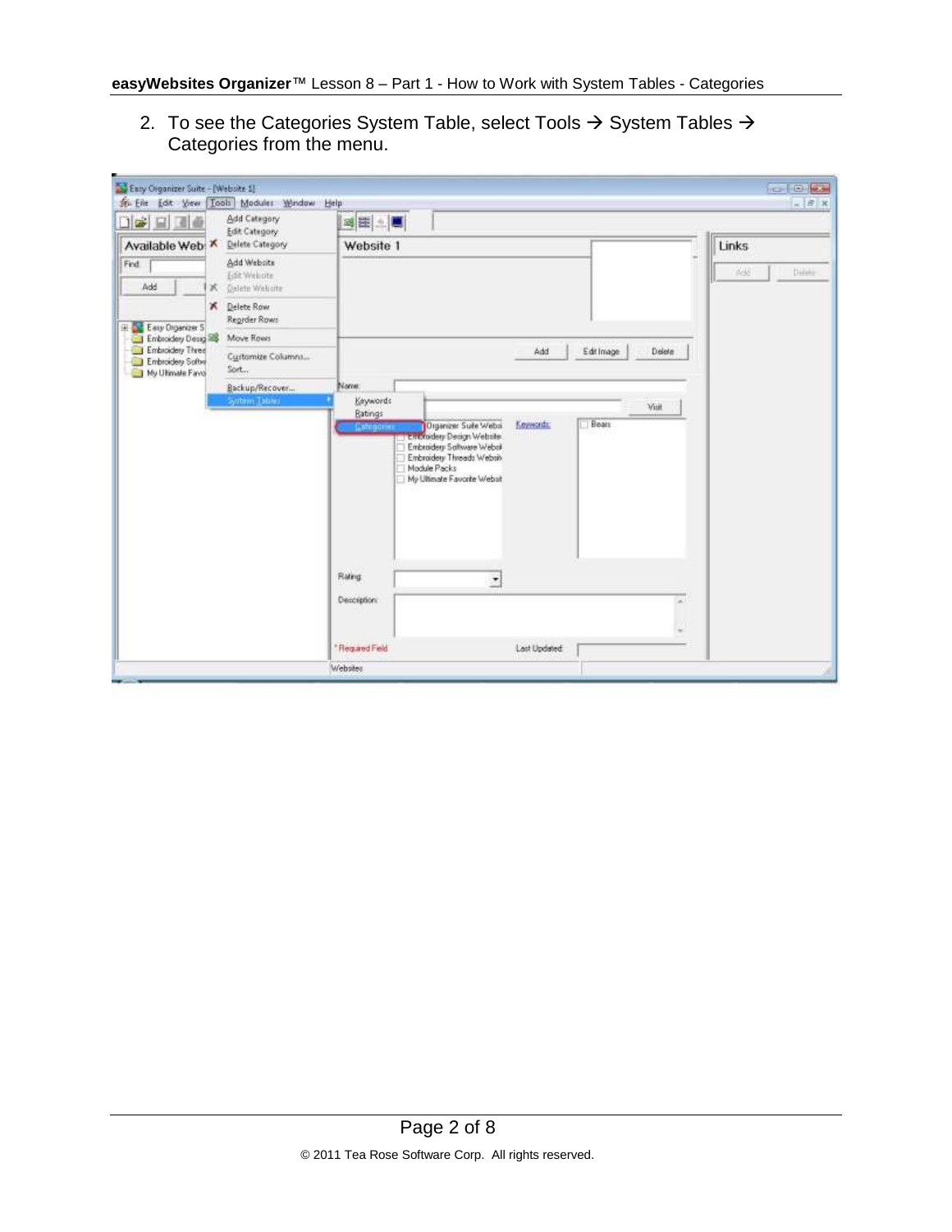2. To see the Categories System Table, select Tools → System Tables → Categories from the menu.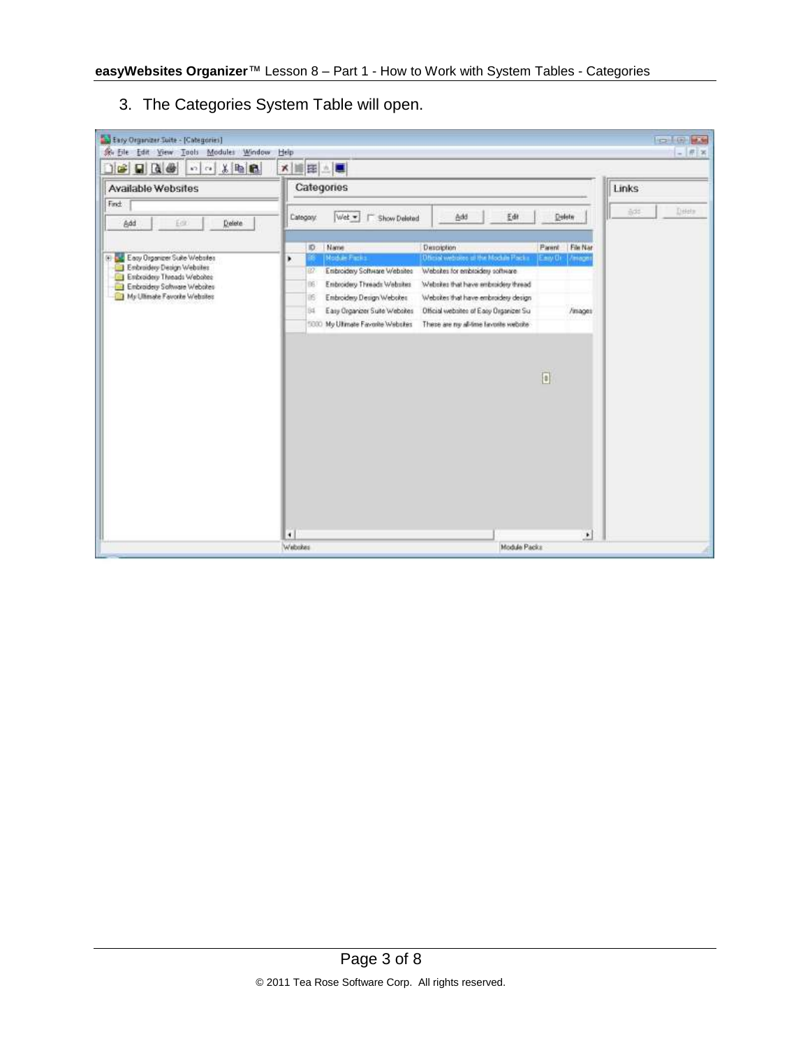3. The Categories System Table will open.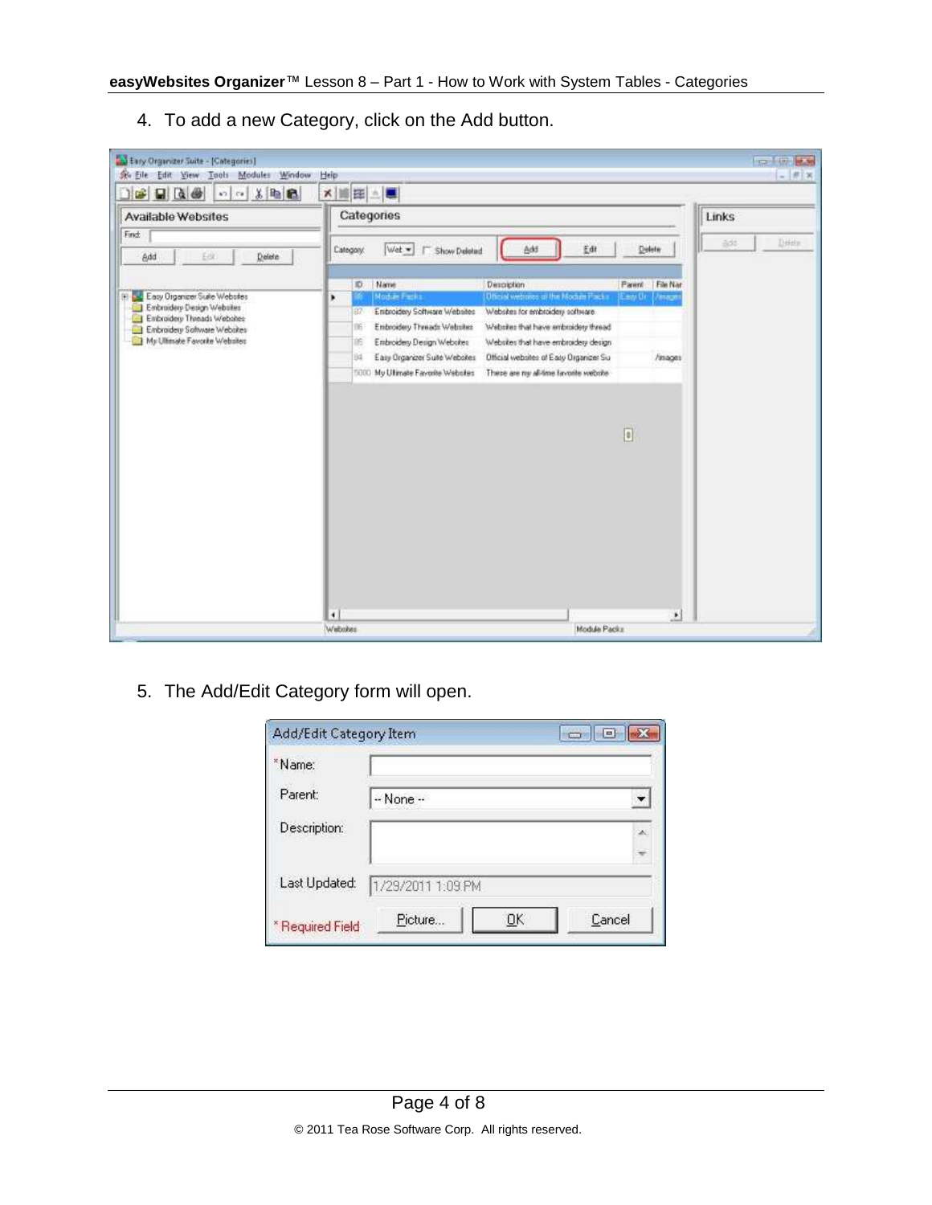4. To add a new Category, click on the Add button.

5. The Add/Edit Category form will open.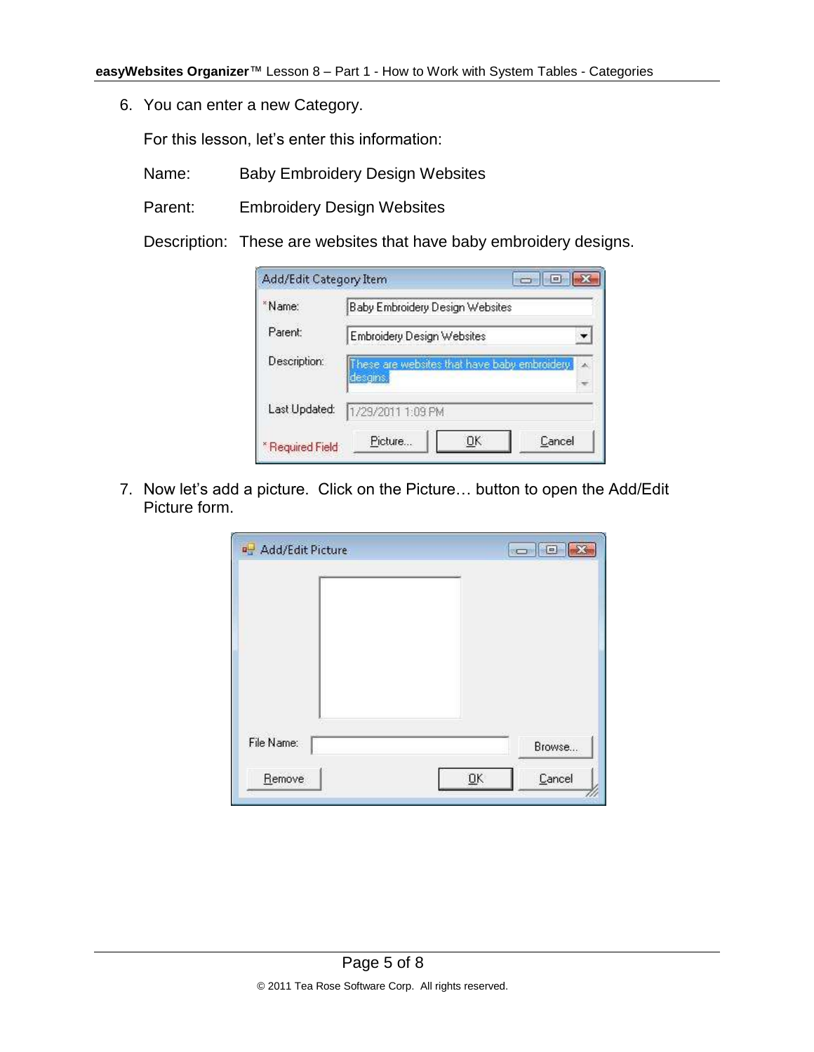6. You can enter a new Category.

   For this lesson, let's enter this information:

   Name: Baby Embroidery Design Websites

   Parent: Embroidery Design Websites

   Description: These are websites that have baby embroidery designs.

7. Now let's add a picture. Click on the Picture… button to open the Add/Edit Picture form.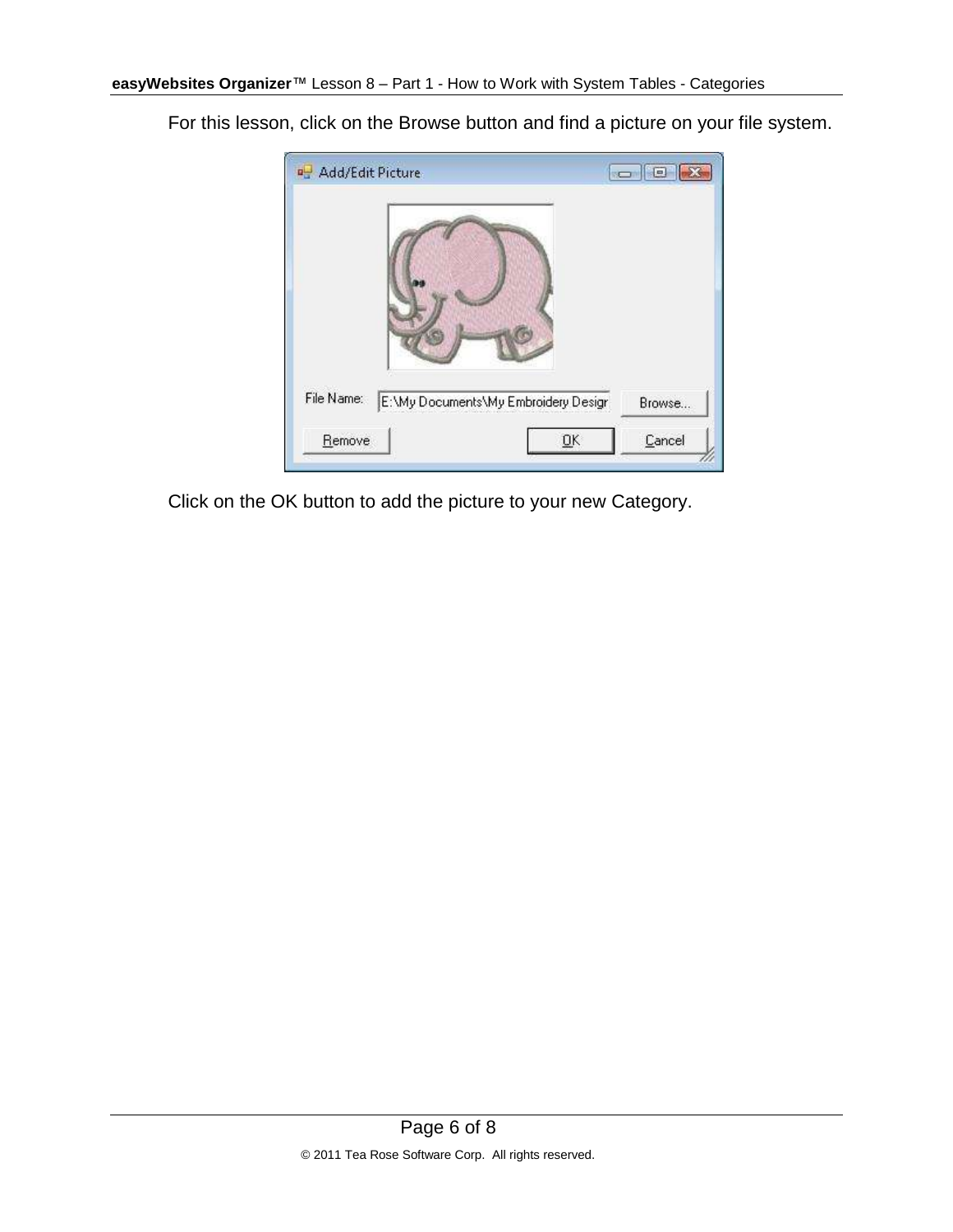For this lesson, click on the Browse button and find a picture on your file system.

Click on the OK button to add the picture to your new Category.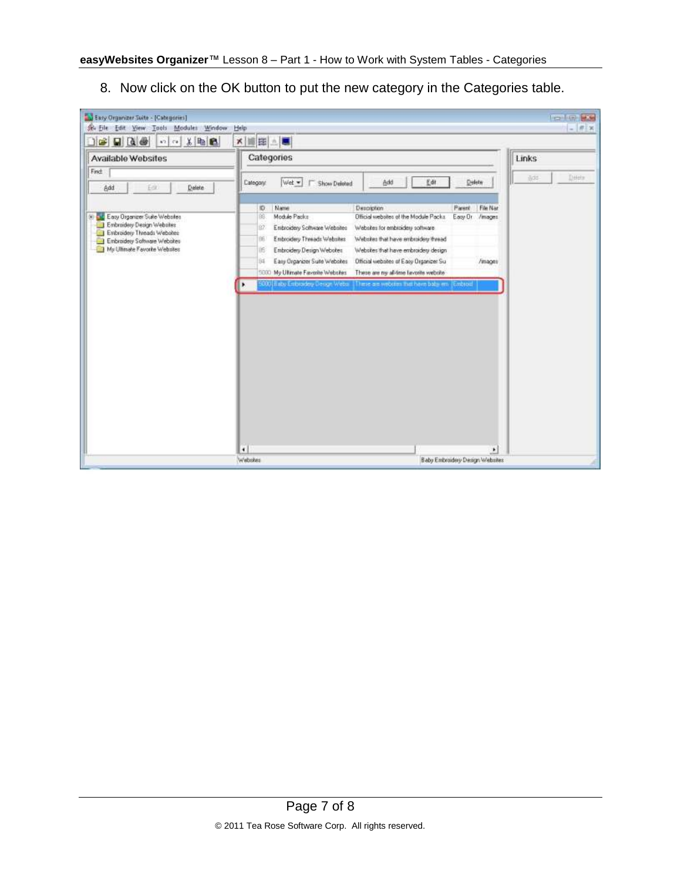8. Now click on the OK button to put the new category in the Categories table.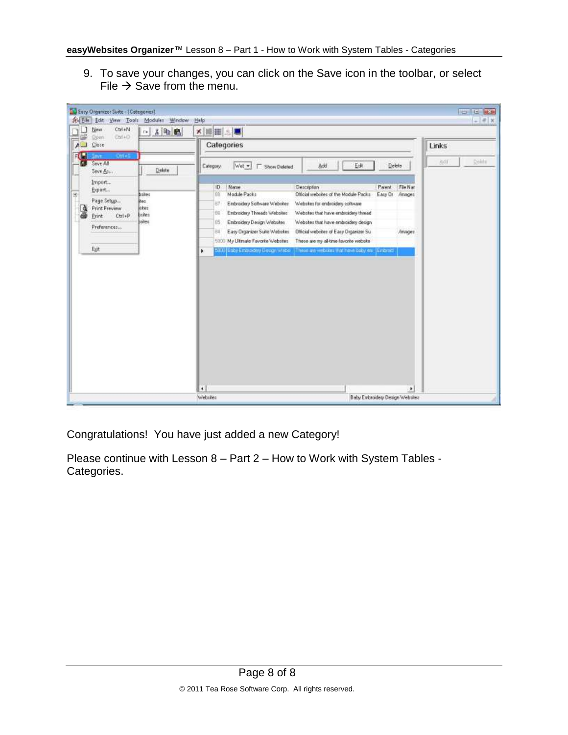9. To save your changes, you can click on the Save icon in the toolbar, or select File → Save from the menu.

Congratulations! You have just added a new Category!

Please continue with Lesson 8 – Part 2 – How to Work with System Tables - Categories.

© 2011 Tea Rose Software Corp. All rights reserved.